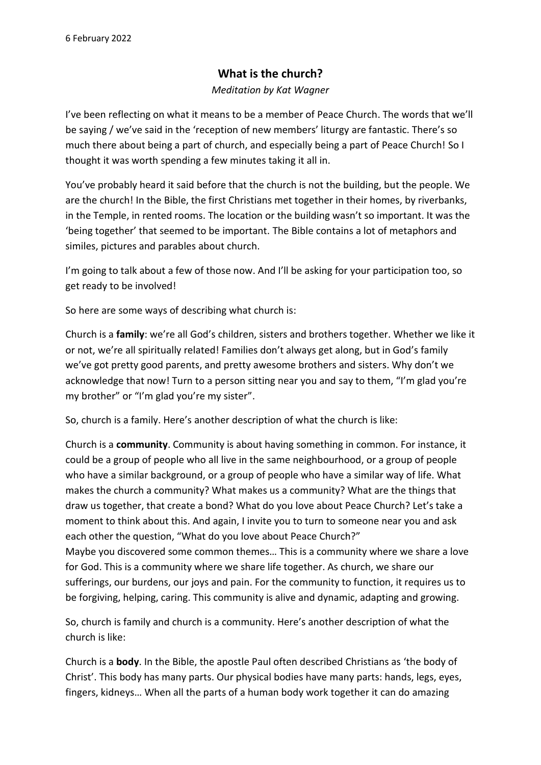6 February 2022

# What is the church?

*Meditation by Kat Wagner*

I've been reflecting on what it means to be a member of Peace Church. The words that we'll be saying / we've said in the 'reception of new members' liturgy are fantastic. There's so much there about being a part of church, and especially being a part of Peace Church! So I thought it was worth spending a few minutes taking it all in.

You've probably heard it said before that the church is not the building, but the people. We are the church! In the Bible, the first Christians met together in their homes, by riverbanks, in the Temple, in rented rooms. The location or the building wasn't so important. It was the 'being together' that seemed to be important. The Bible contains a lot of metaphors and similes, pictures and parables about church.

I'm going to talk about a few of those now. And I'll be asking for your participation too, so get ready to be involved!

So here are some ways of describing what church is:

Church is a **family**: we're all God's children, sisters and brothers together. Whether we like it or not, we're all spiritually related! Families don't always get along, but in God's family we've got pretty good parents, and pretty awesome brothers and sisters. Why don't we acknowledge that now! Turn to a person sitting near you and say to them, "I'm glad you're my brother" or "I'm glad you're my sister".

So, church is a family. Here's another description of what the church is like:

Church is a **community**. Community is about having something in common. For instance, it could be a group of people who all live in the same neighbourhood, or a group of people who have a similar background, or a group of people who have a similar way of life. What makes the church a community? What makes us a community? What are the things that draw us together, that create a bond? What do you love about Peace Church? Let's take a moment to think about this. And again, I invite you to turn to someone near you and ask each other the question, "What do you love about Peace Church?"

Maybe you discovered some common themes… This is a community where we share a love for God. This is a community where we share life together. As church, we share our sufferings, our burdens, our joys and pain. For the community to function, it requires us to be forgiving, helping, caring. This community is alive and dynamic, adapting and growing.

So, church is family and church is a community. Here's another description of what the church is like:

Church is a **body**. In the Bible, the apostle Paul often described Christians as 'the body of Christ'. This body has many parts. Our physical bodies have many parts: hands, legs, eyes, fingers, kidneys… When all the parts of a human body work together it can do amazing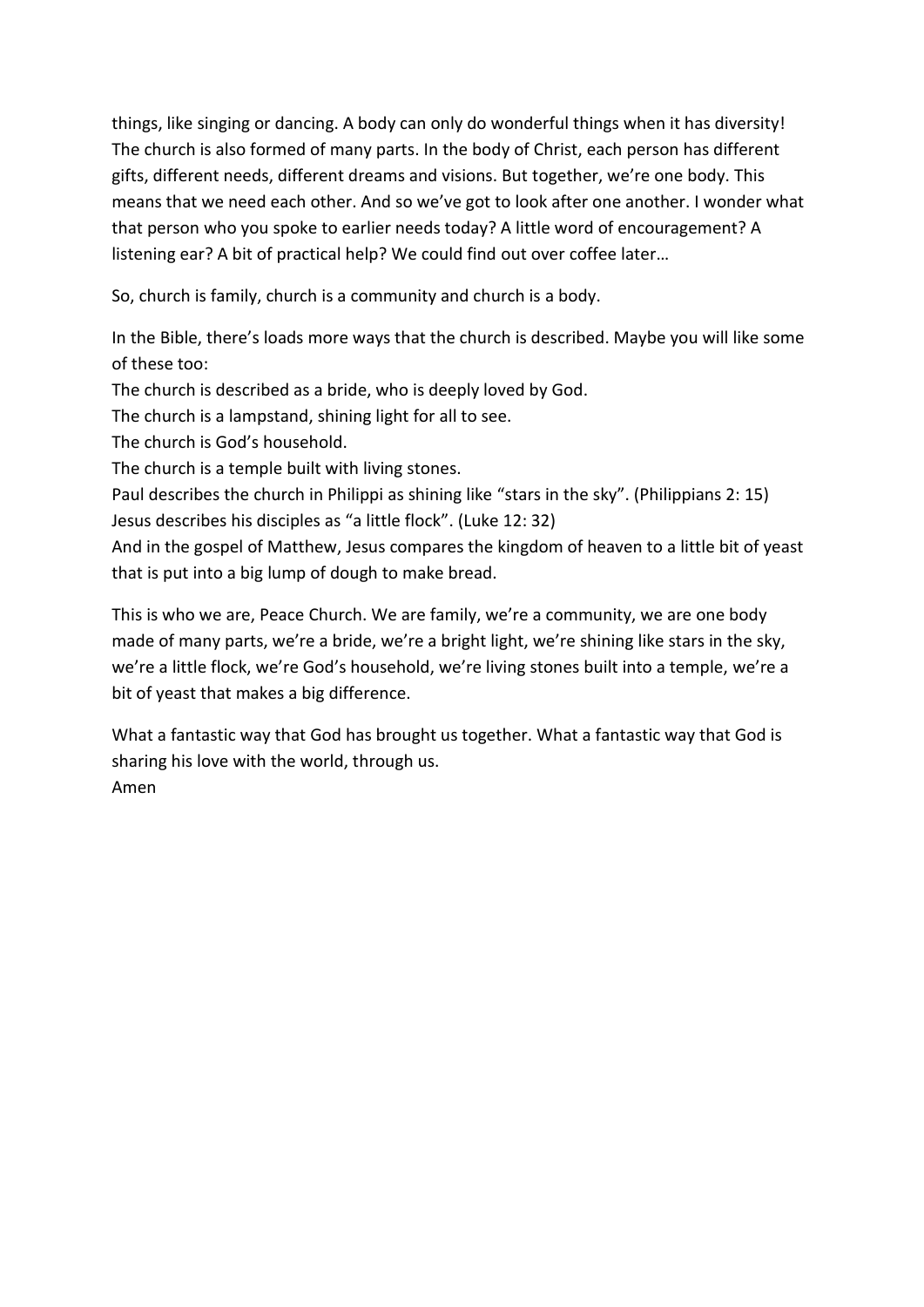things, like singing or dancing. A body can only do wonderful things when it has diversity! The church is also formed of many parts. In the body of Christ, each person has different gifts, different needs, different dreams and visions. But together, we're one body. This means that we need each other. And so we've got to look after one another. I wonder what that person who you spoke to earlier needs today? A little word of encouragement? A listening ear? A bit of practical help? We could find out over coffee later…

So, church is family, church is a community and church is a body.

In the Bible, there's loads more ways that the church is described. Maybe you will like some of these too:
The church is described as a bride, who is deeply loved by God.
The church is a lampstand, shining light for all to see.
The church is God's household.
The church is a temple built with living stones.
Paul describes the church in Philippi as shining like "stars in the sky". (Philippians 2: 15)
Jesus describes his disciples as "a little flock". (Luke 12: 32)
And in the gospel of Matthew, Jesus compares the kingdom of heaven to a little bit of yeast that is put into a big lump of dough to make bread.

This is who we are, Peace Church. We are family, we're a community, we are one body made of many parts, we're a bride, we're a bright light, we're shining like stars in the sky, we're a little flock, we're God's household, we're living stones built into a temple, we're a bit of yeast that makes a big difference.

What a fantastic way that God has brought us together. What a fantastic way that God is sharing his love with the world, through us.
Amen